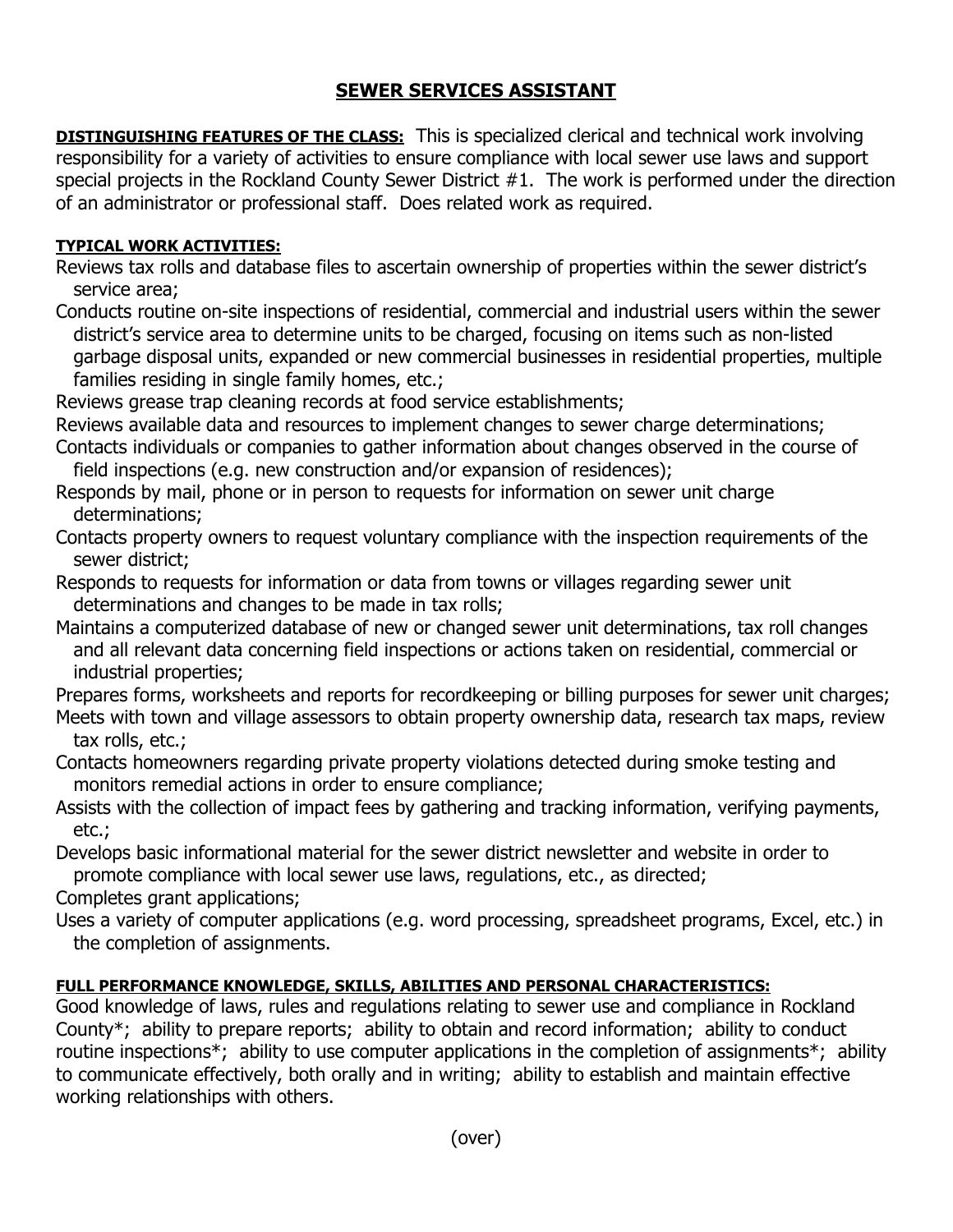# SEWER SERVICES ASSISTANT

**DISTINGUISHING FEATURES OF THE CLASS:** This is specialized clerical and technical work involving responsibility for a variety of activities to ensure compliance with local sewer use laws and support special projects in the Rockland County Sewer District #1. The work is performed under the direction of an administrator or professional staff. Does related work as required.

**TYPICAL WORK ACTIVITIES:**

Reviews tax rolls and database files to ascertain ownership of properties within the sewer district's service area;

Conducts routine on-site inspections of residential, commercial and industrial users within the sewer district's service area to determine units to be charged, focusing on items such as non-listed garbage disposal units, expanded or new commercial businesses in residential properties, multiple families residing in single family homes, etc.;

Reviews grease trap cleaning records at food service establishments;

Reviews available data and resources to implement changes to sewer charge determinations;

Contacts individuals or companies to gather information about changes observed in the course of field inspections (e.g. new construction and/or expansion of residences);

Responds by mail, phone or in person to requests for information on sewer unit charge determinations;

Contacts property owners to request voluntary compliance with the inspection requirements of the sewer district;

Responds to requests for information or data from towns or villages regarding sewer unit determinations and changes to be made in tax rolls;

Maintains a computerized database of new or changed sewer unit determinations, tax roll changes and all relevant data concerning field inspections or actions taken on residential, commercial or industrial properties;

Prepares forms, worksheets and reports for recordkeeping or billing purposes for sewer unit charges;

Meets with town and village assessors to obtain property ownership data, research tax maps, review tax rolls, etc.;

Contacts homeowners regarding private property violations detected during smoke testing and monitors remedial actions in order to ensure compliance;

Assists with the collection of impact fees by gathering and tracking information, verifying payments, etc.;

Develops basic informational material for the sewer district newsletter and website in order to promote compliance with local sewer use laws, regulations, etc., as directed;

Completes grant applications;

Uses a variety of computer applications (e.g. word processing, spreadsheet programs, Excel, etc.) in the completion of assignments.

**FULL PERFORMANCE KNOWLEDGE, SKILLS, ABILITIES AND PERSONAL CHARACTERISTICS:**

Good knowledge of laws, rules and regulations relating to sewer use and compliance in Rockland County*; ability to prepare reports; ability to obtain and record information; ability to conduct routine inspections*; ability to use computer applications in the completion of assignments*; ability to communicate effectively, both orally and in writing; ability to establish and maintain effective working relationships with others.

(over)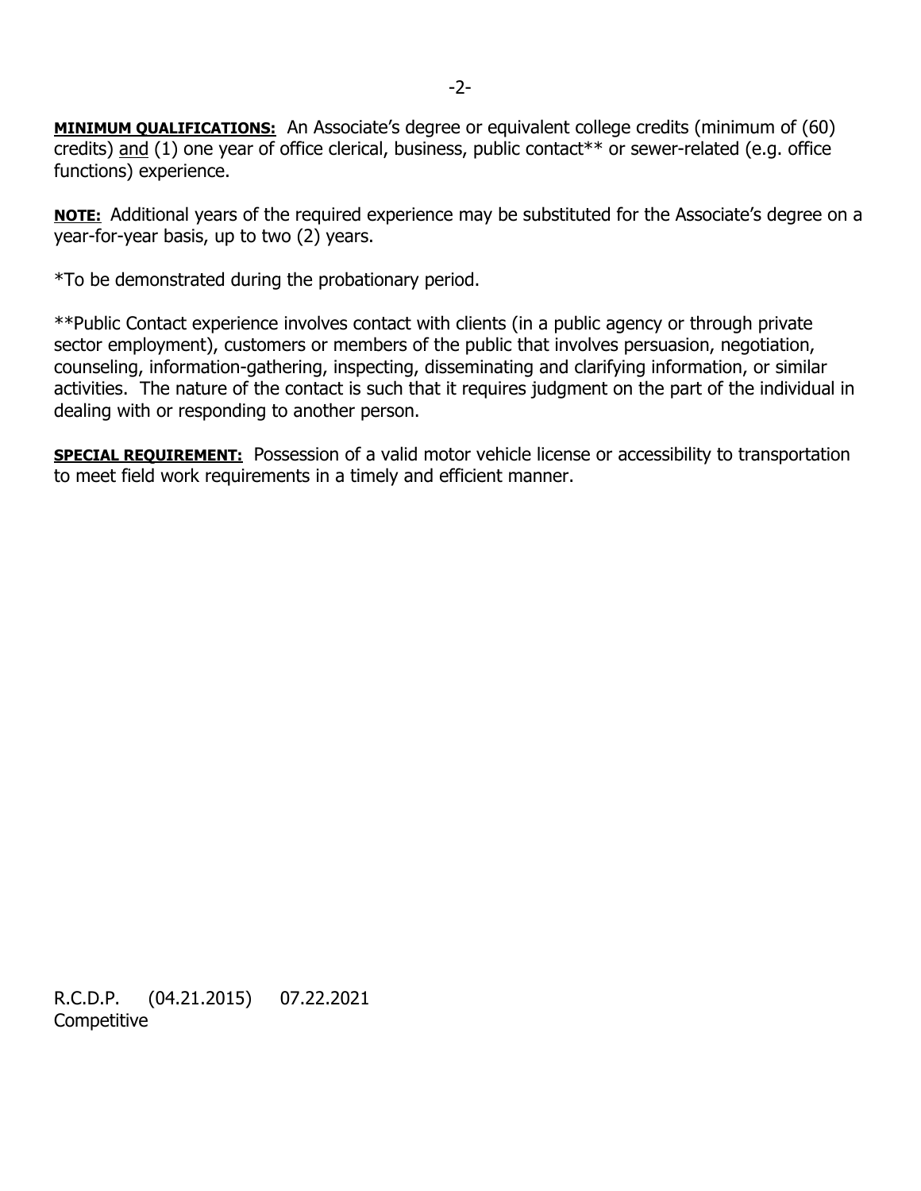**MINIMUM QUALIFICATIONS:** An Associate's degree or equivalent college credits (minimum of (60) credits) and (1) one year of office clerical, business, public contact** or sewer-related (e.g. office functions) experience.

**NOTE:** Additional years of the required experience may be substituted for the Associate's degree on a year-for-year basis, up to two (2) years.

*To be demonstrated during the probationary period.

**Public Contact experience involves contact with clients (in a public agency or through private sector employment), customers or members of the public that involves persuasion, negotiation, counseling, information-gathering, inspecting, disseminating and clarifying information, or similar activities. The nature of the contact is such that it requires judgment on the part of the individual in dealing with or responding to another person.

**SPECIAL REQUIREMENT:** Possession of a valid motor vehicle license or accessibility to transportation to meet field work requirements in a timely and efficient manner.

R.C.D.P. (04.21.2015) 07.22.2021
Competitive